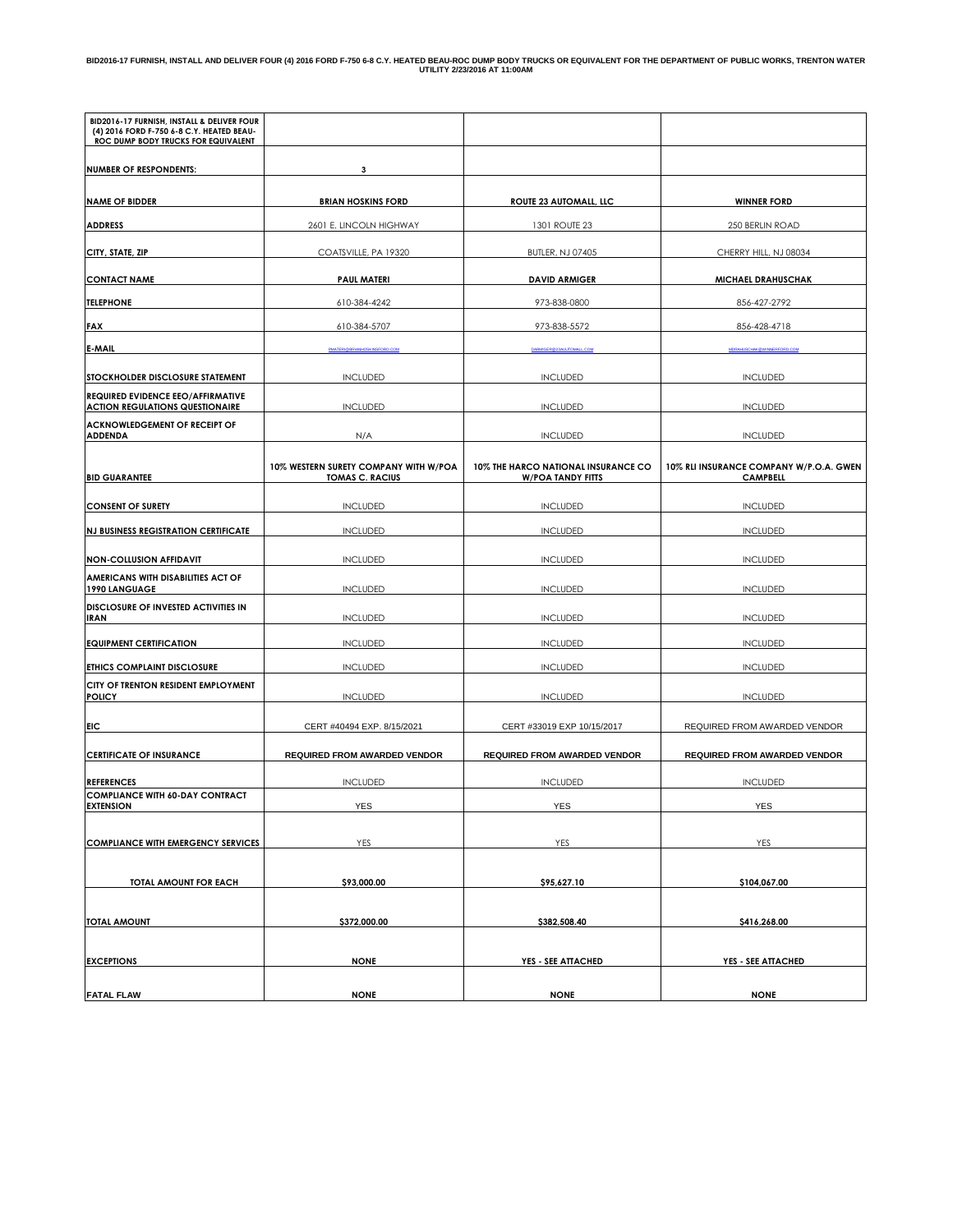**BID2016-17 FURNISH, INSTALL AND DELIVER FOUR (4) 2016 FORD F-750 6-8 C.Y. HEATED BEAU-ROC DUMP BODY TRUCKS OR EQUIVALENT FOR THE DEPARTMENT OF PUBLIC WORKS, TRENTON WATER UTILITY 2/23/2016 AT 11:00AM**

| BID2016-17 FURNISH, INSTALL & DELIVER FOUR (4) 2016 FORD F-750 6-8 C.Y. HEATED BEAU-ROC DUMP BODY TRUCKS FOR EQUIVALENT | | | |
|---|---|---|---|
| **NUMBER OF RESPONDENTS:** | **3** | | |
| **NAME OF BIDDER** | **BRIAN HOSKINS FORD** | **ROUTE 23 AUTOMALL, LLC** | **WINNER FORD** |
| **ADDRESS** | 2601 E. LINCOLN HIGHWAY | 1301 ROUTE 23 | 250 BERLIN ROAD |
| **CITY, STATE, ZIP** | COATSVILLE, PA 19320 | BUTLER, NJ 07405 | CHERRY HILL, NJ 08034 |
| **CONTACT NAME** | **PAUL MATERI** | **DAVID ARMIGER** | **MICHAEL DRAHUSCHAK** |
| **TELEPHONE** | 610-384-4242 | 973-838-0800 | 856-427-2792 |
| **FAX** | 610-384-5707 | 973-838-5572 | 856-428-4718 |
| **E-MAIL** | PMATERI@BRIANHOSKINSFORD.COM | DARMIGER@23AUTOMALL.COM | MDRAHUSCHAK@WINNERFORD.COM |
| **STOCKHOLDER DISCLOSURE STATEMENT** | INCLUDED | INCLUDED | INCLUDED |
| **REQUIRED EVIDENCE EEO/AFFIRMATIVE ACTION REGULATIONS QUESTIONAIRE** | INCLUDED | INCLUDED | INCLUDED |
| **ACKNOWLEDGEMENT OF RECEIPT OF ADDENDA** | N/A | INCLUDED | INCLUDED |
| **BID GUARANTEE** | **10% WESTERN SURETY COMPANY WITH W/POA TOMAS C. RACIUS** | **10% THE HARCO NATIONAL INSURANCE CO W/POA TANDY FITTS** | **10% RLI INSURANCE COMPANY W/P.O.A. GWEN CAMPBELL** |
| **CONSENT OF SURETY** | INCLUDED | INCLUDED | INCLUDED |
| **NJ BUSINESS REGISTRATION CERTIFICATE** | INCLUDED | INCLUDED | INCLUDED |
| **NON-COLLUSION AFFIDAVIT** | INCLUDED | INCLUDED | INCLUDED |
| **AMERICANS WITH DISABILITIES ACT OF 1990 LANGUAGE** | INCLUDED | INCLUDED | INCLUDED |
| **DISCLOSURE OF INVESTED ACTIVITIES IN IRAN** | INCLUDED | INCLUDED | INCLUDED |
| **EQUIPMENT CERTIFICATION** | INCLUDED | INCLUDED | INCLUDED |
| **ETHICS COMPLAINT DISCLOSURE** | INCLUDED | INCLUDED | INCLUDED |
| **CITY OF TRENTON RESIDENT EMPLOYMENT POLICY** | INCLUDED | INCLUDED | INCLUDED |
| **EIC** | CERT #40494 EXP. 8/15/2021 | CERT #33019 EXP 10/15/2017 | REQUIRED FROM AWARDED VENDOR |
| **CERTIFICATE OF INSURANCE** | **REQUIRED FROM AWARDED VENDOR** | **REQUIRED FROM AWARDED VENDOR** | **REQUIRED FROM AWARDED VENDOR** |
| **REFERENCES** | INCLUDED | INCLUDED | INCLUDED |
| **COMPLIANCE WITH 60-DAY CONTRACT EXTENSION** | YES | YES | YES |
| **COMPLIANCE WITH EMERGENCY SERVICES** | YES | YES | YES |
| **TOTAL AMOUNT FOR EACH** | **$93,000.00** | **$95,627.10** | **$104,067.00** |
| **TOTAL AMOUNT** | **$372,000.00** | **$382,508.40** | **$416,268.00** |
| **EXCEPTIONS** | **NONE** | **YES - SEE ATTACHED** | **YES - SEE ATTACHED** |
| **FATAL FLAW** | **NONE** | **NONE** | **NONE** |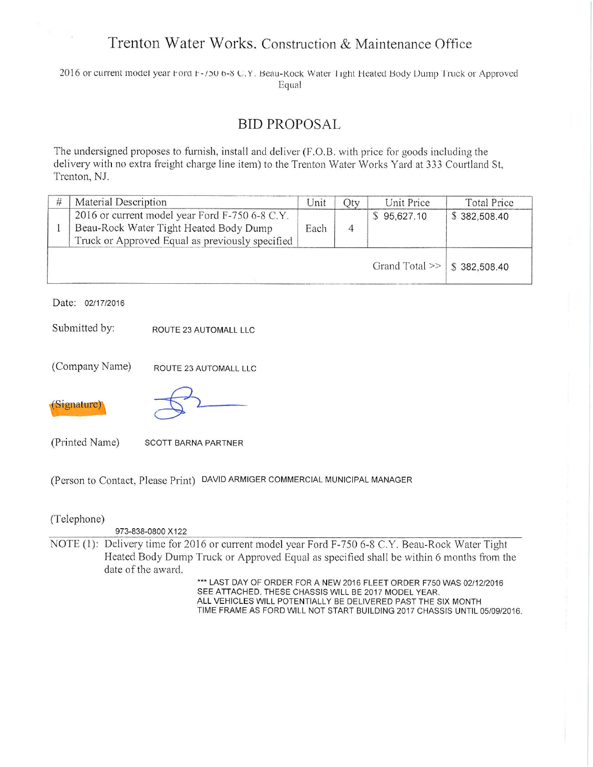# Trenton Water Works. Construction & Maintenance Office

2016 or current model year Ford F-750 6-8 C.Y. Beau-Rock Water Tight Heated Body Dump Truck or Approved Equal

## BID PROPOSAL

The undersigned proposes to furnish, install and deliver (F.O.B. with price for goods including the delivery with no extra freight charge line item) to the Trenton Water Works Yard at 333 Courtland St, Trenton, NJ.

| # | Material Description | Unit | Qty | Unit Price | Total Price |
|---|---|---|---|---|---|
| 1 | 2016 or current model year Ford F-750 6-8 C.Y. Beau-Rock Water Tight Heated Body Dump Truck or Approved Equal as previously specified | Each | 4 | $ 95,627.10 | $ 382,508.40 |
| | | | | Grand Total >> | $ 382,508.40 |

Date: 02/17/2016

Submitted by: ROUTE 23 AUTOMALL LLC

(Company Name) ROUTE 23 AUTOMALL LLC

(Signature)

(Printed Name) SCOTT BARNA PARTNER

(Person to Contact, Please Print) DAVID ARMIGER COMMERCIAL MUNICIPAL MANAGER

(Telephone) 973-838-0800 X122

NOTE (1): Delivery time for 2016 or current model year Ford F-750 6-8 C.Y. Beau-Rock Water Tight Heated Body Dump Truck or Approved Equal as specified shall be within 6 months from the date of the award.

*** LAST DAY OF ORDER FOR A NEW 2016 FLEET ORDER F750 WAS 02/12/2016 SEE ATTACHED. THESE CHASSIS WILL BE 2017 MODEL YEAR. ALL VEHICLES WILL POTENTIALLY BE DELIVERED PAST THE SIX MONTH TIME FRAME AS FORD WILL NOT START BUILDING 2017 CHASSIS UNTIL 05/09/2016.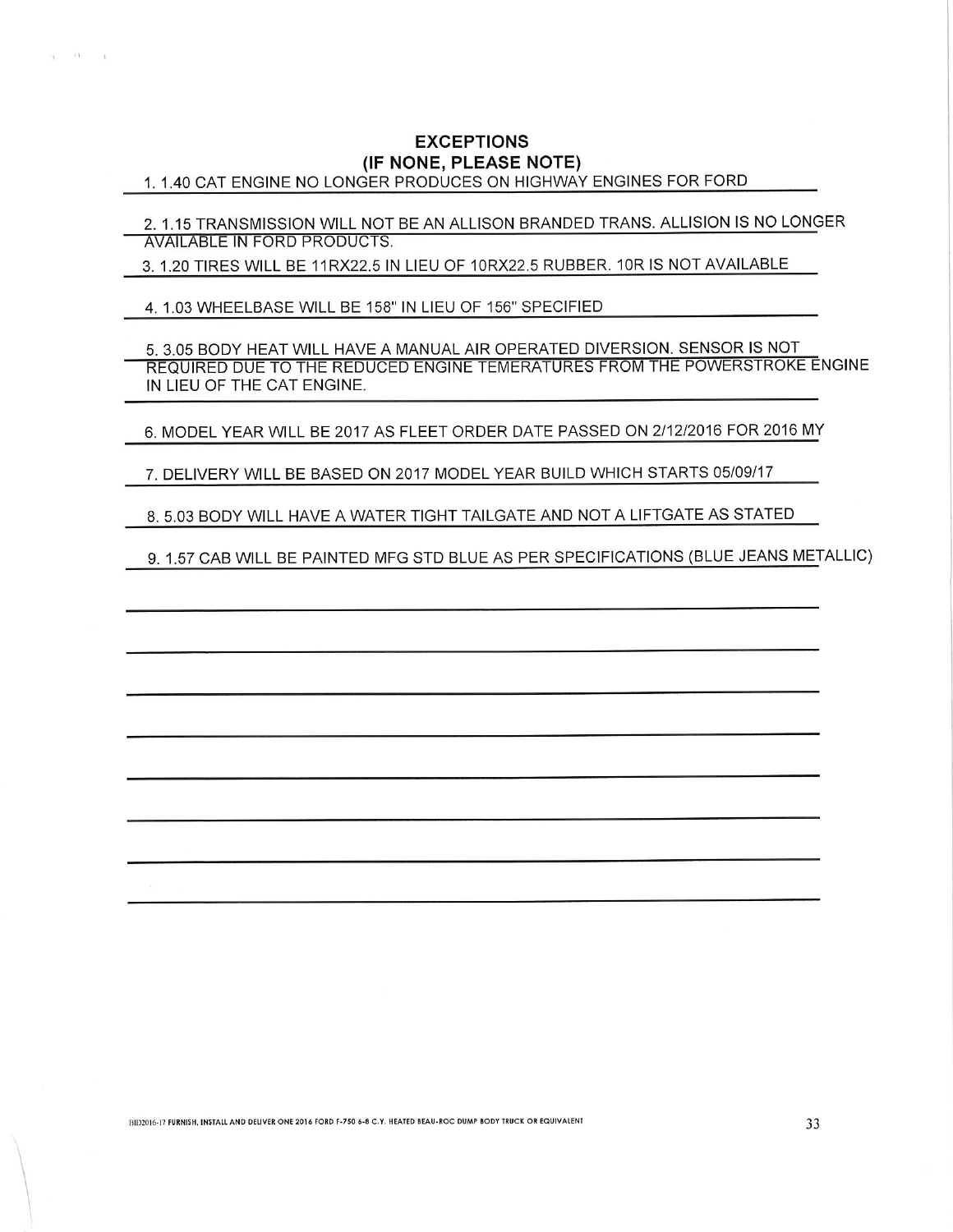## EXCEPTIONS
### (IF NONE, PLEASE NOTE)

1. 1.40 CAT ENGINE NO LONGER PRODUCES ON HIGHWAY ENGINES FOR FORD

2. 1.15 TRANSMISSION WILL NOT BE AN ALLISON BRANDED TRANS. ALLISION IS NO LONGER AVAILABLE IN FORD PRODUCTS.

3. 1.20 TIRES WILL BE 11RX22.5 IN LIEU OF 10RX22.5 RUBBER. 10R IS NOT AVAILABLE

4. 1.03 WHEELBASE WILL BE 158" IN LIEU OF 156" SPECIFIED

5. 3.05 BODY HEAT WILL HAVE A MANUAL AIR OPERATED DIVERSION. SENSOR IS NOT REQUIRED DUE TO THE REDUCED ENGINE TEMERATURES FROM THE POWERSTROKE ENGINE IN LIEU OF THE CAT ENGINE.

6. MODEL YEAR WILL BE 2017 AS FLEET ORDER DATE PASSED ON 2/12/2016 FOR 2016 MY

7. DELIVERY WILL BE BASED ON 2017 MODEL YEAR BUILD WHICH STARTS 05/09/17

8. 5.03 BODY WILL HAVE A WATER TIGHT TAILGATE AND NOT A LIFTGATE AS STATED

9. 1.57 CAB WILL BE PAINTED MFG STD BLUE AS PER SPECIFICATIONS (BLUE JEANS METALLIC)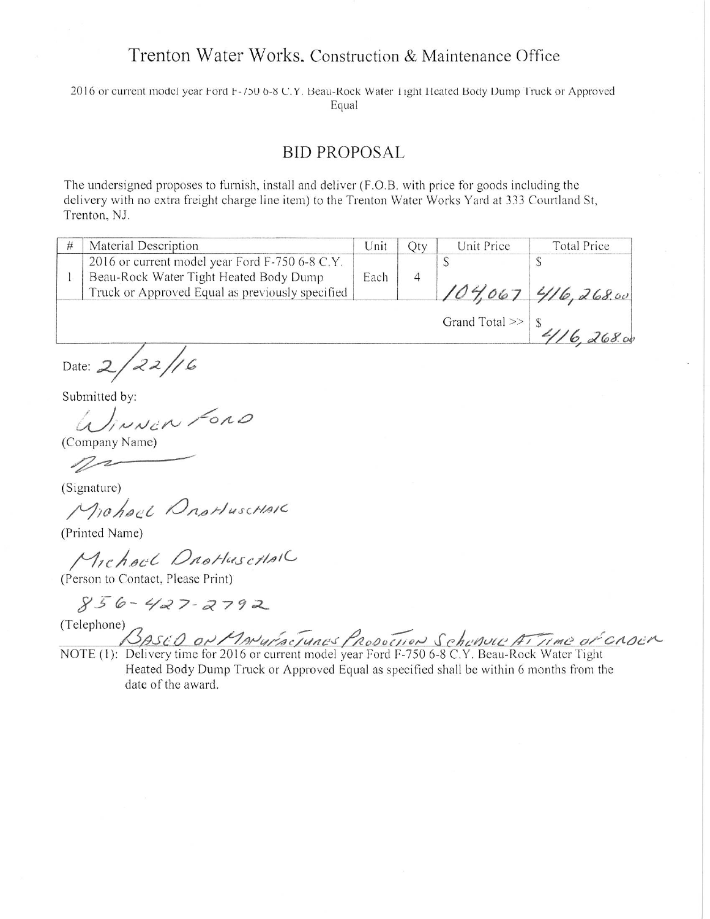# Trenton Water Works. Construction & Maintenance Office

2016 or current model year Ford F-750 6-8 C.Y. Beau-Rock Water Tight Heated Body Dump Truck or Approved Equal

## BID PROPOSAL

The undersigned proposes to furnish, install and deliver (F.O.B. with price for goods including the delivery with no extra freight charge line item) to the Trenton Water Works Yard at 333 Courtland St, Trenton, NJ.

| # | Material Description | Unit | Qty | Unit Price | Total Price |
|---|---|---|---|---|---|
| 1 | 2016 or current model year Ford F-750 6-8 C.Y. Beau-Rock Water Tight Heated Body Dump Truck or Approved Equal as previously specified | Each | 4 | $ 104,067 | $ 416,268.00 |
| | | | | Grand Total >> | $ 416,268.00 |

Date: 2/22/16

Submitted by:

Winner Ford

(Company Name)

(Signature)

Michael Drotuschak

(Printed Name)

Michael Drotuschak

(Person to Contact, Please Print)

856-427-2792

(Telephone)

Based on Manufactures Production Schedule At Time of Order

NOTE (1): Delivery time for 2016 or current model year Ford F-750 6-8 C.Y. Beau-Rock Water Tight Heated Body Dump Truck or Approved Equal as specified shall be within 6 months from the date of the award.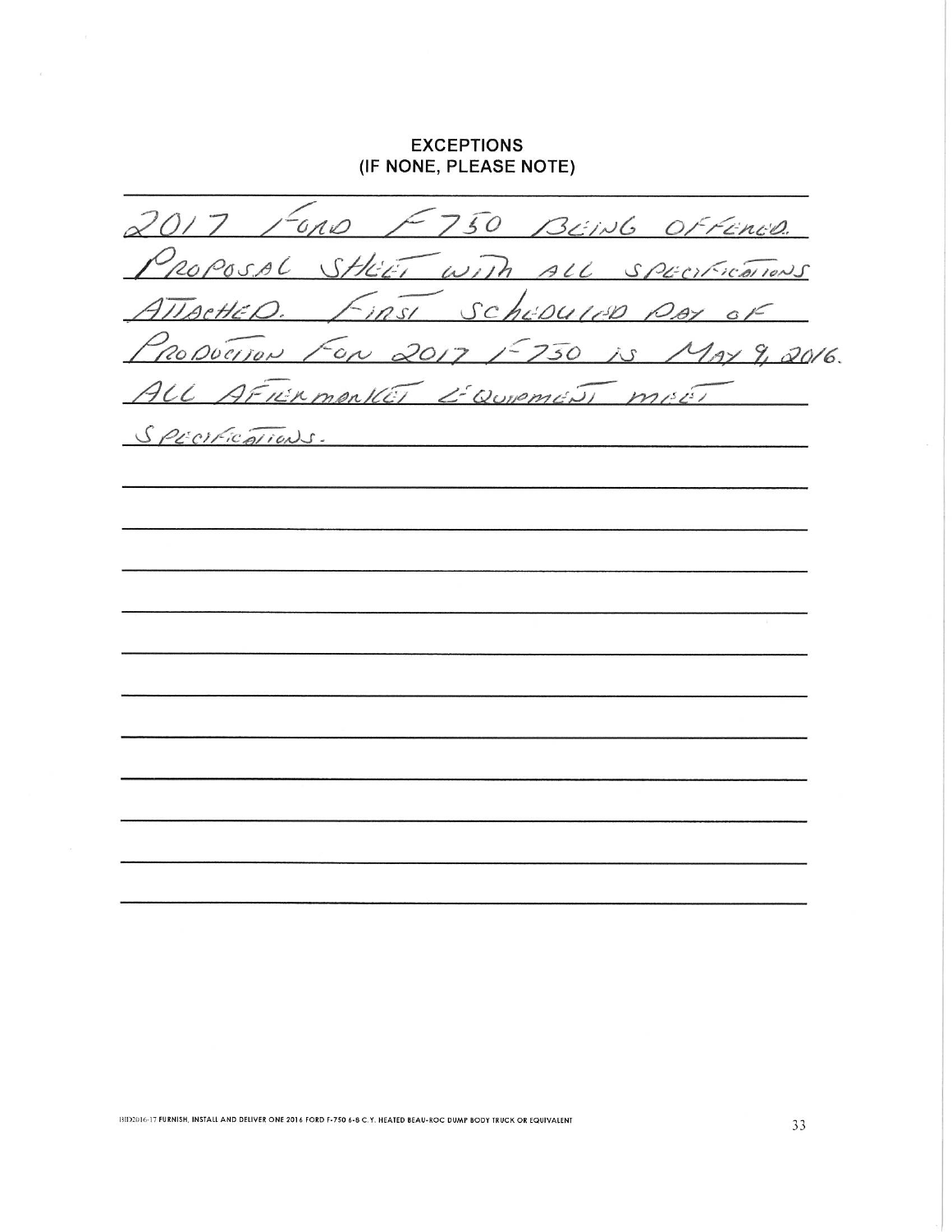# EXCEPTIONS
## (IF NONE, PLEASE NOTE)

2017 FORD F750 BEING OFFERED.
PROPOSAL SHEET WITH ALL SPECIFICATIONS
ATTACHED. FIRST SCHEDULED DAY OF
PRODUCTION FOR 2017 F750 IS MAY 9, 2016.
ALL AFTERMARKET EQUIPMENT MEET
SPECIFICATIONS.

BID2016-17 FURNISH, INSTALL AND DELIVER ONE 2016 FORD F-750 6-8 C.Y. HEATED BEAU-ROC DUMP BODY TRUCK OR EQUIVALENT